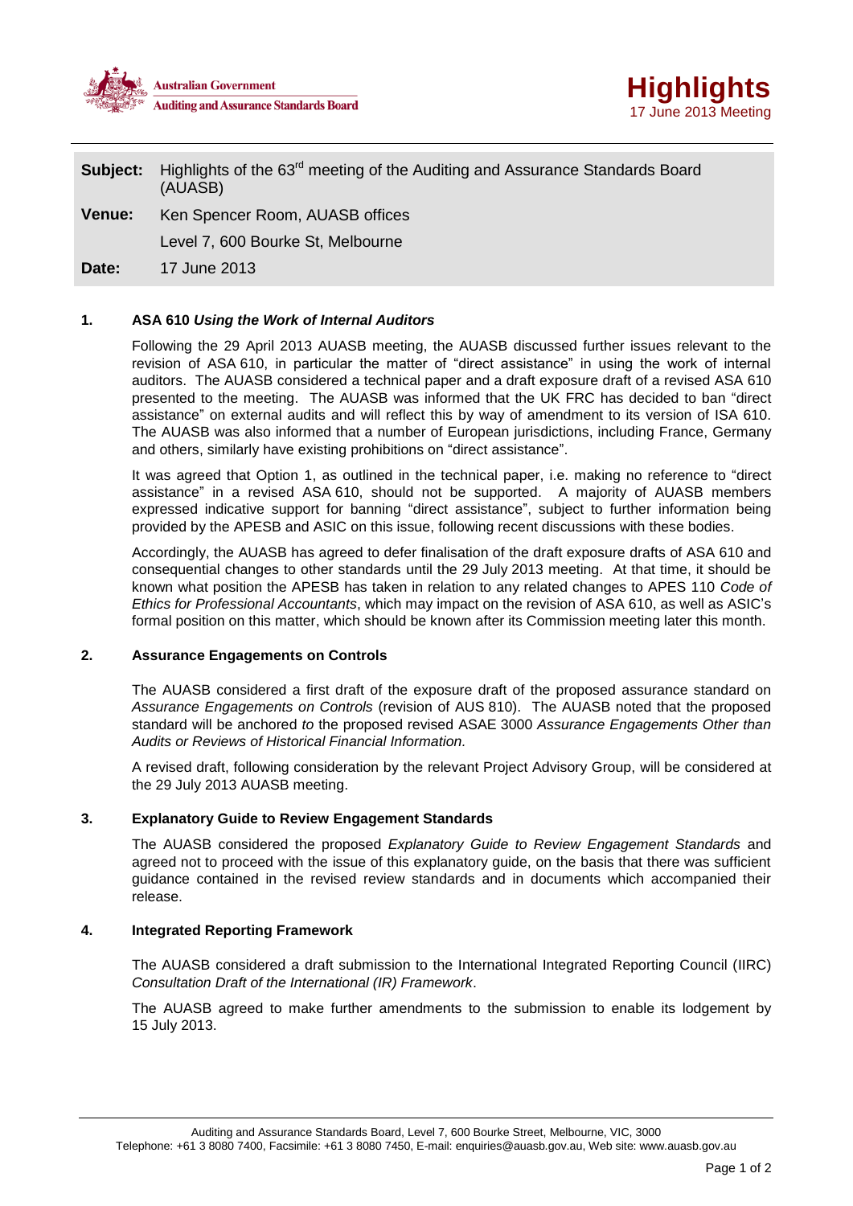Australian Government
Auditing and Assurance Standards Board

# Highlights

17 June 2013 Meeting

**Subject:** Highlights of the 63rd meeting of the Auditing and Assurance Standards Board (AUASB)

**Venue:** Ken Spencer Room, AUASB offices
Level 7, 600 Bourke St, Melbourne

**Date:** 17 June 2013

## 1. ASA 610 *Using the Work of Internal Auditors*

Following the 29 April 2013 AUASB meeting, the AUASB discussed further issues relevant to the revision of ASA 610, in particular the matter of "direct assistance" in using the work of internal auditors. The AUASB considered a technical paper and a draft exposure draft of a revised ASA 610 presented to the meeting. The AUASB was informed that the UK FRC has decided to ban "direct assistance" on external audits and will reflect this by way of amendment to its version of ISA 610. The AUASB was also informed that a number of European jurisdictions, including France, Germany and others, similarly have existing prohibitions on "direct assistance".

It was agreed that Option 1, as outlined in the technical paper, i.e. making no reference to "direct assistance" in a revised ASA 610, should not be supported. A majority of AUASB members expressed indicative support for banning "direct assistance", subject to further information being provided by the APESB and ASIC on this issue, following recent discussions with these bodies.

Accordingly, the AUASB has agreed to defer finalisation of the draft exposure drafts of ASA 610 and consequential changes to other standards until the 29 July 2013 meeting. At that time, it should be known what position the APESB has taken in relation to any related changes to APES 110 *Code of Ethics for Professional Accountants*, which may impact on the revision of ASA 610, as well as ASIC's formal position on this matter, which should be known after its Commission meeting later this month.

## 2. Assurance Engagements on Controls

The AUASB considered a first draft of the exposure draft of the proposed assurance standard on *Assurance Engagements on Controls* (revision of AUS 810). The AUASB noted that the proposed standard will be anchored *to* the proposed revised ASAE 3000 *Assurance Engagements Other than Audits or Reviews of Historical Financial Information.*

A revised draft, following consideration by the relevant Project Advisory Group, will be considered at the 29 July 2013 AUASB meeting.

## 3. Explanatory Guide to Review Engagement Standards

The AUASB considered the proposed *Explanatory Guide to Review Engagement Standards* and agreed not to proceed with the issue of this explanatory guide, on the basis that there was sufficient guidance contained in the revised review standards and in documents which accompanied their release.

## 4. Integrated Reporting Framework

The AUASB considered a draft submission to the International Integrated Reporting Council (IIRC) *Consultation Draft of the International (IR) Framework*.

The AUASB agreed to make further amendments to the submission to enable its lodgement by 15 July 2013.

Auditing and Assurance Standards Board, Level 7, 600 Bourke Street, Melbourne, VIC, 3000
Telephone: +61 3 8080 7400, Facsimile: +61 3 8080 7450, E-mail: enquiries@auasb.gov.au, Web site: www.auasb.gov.au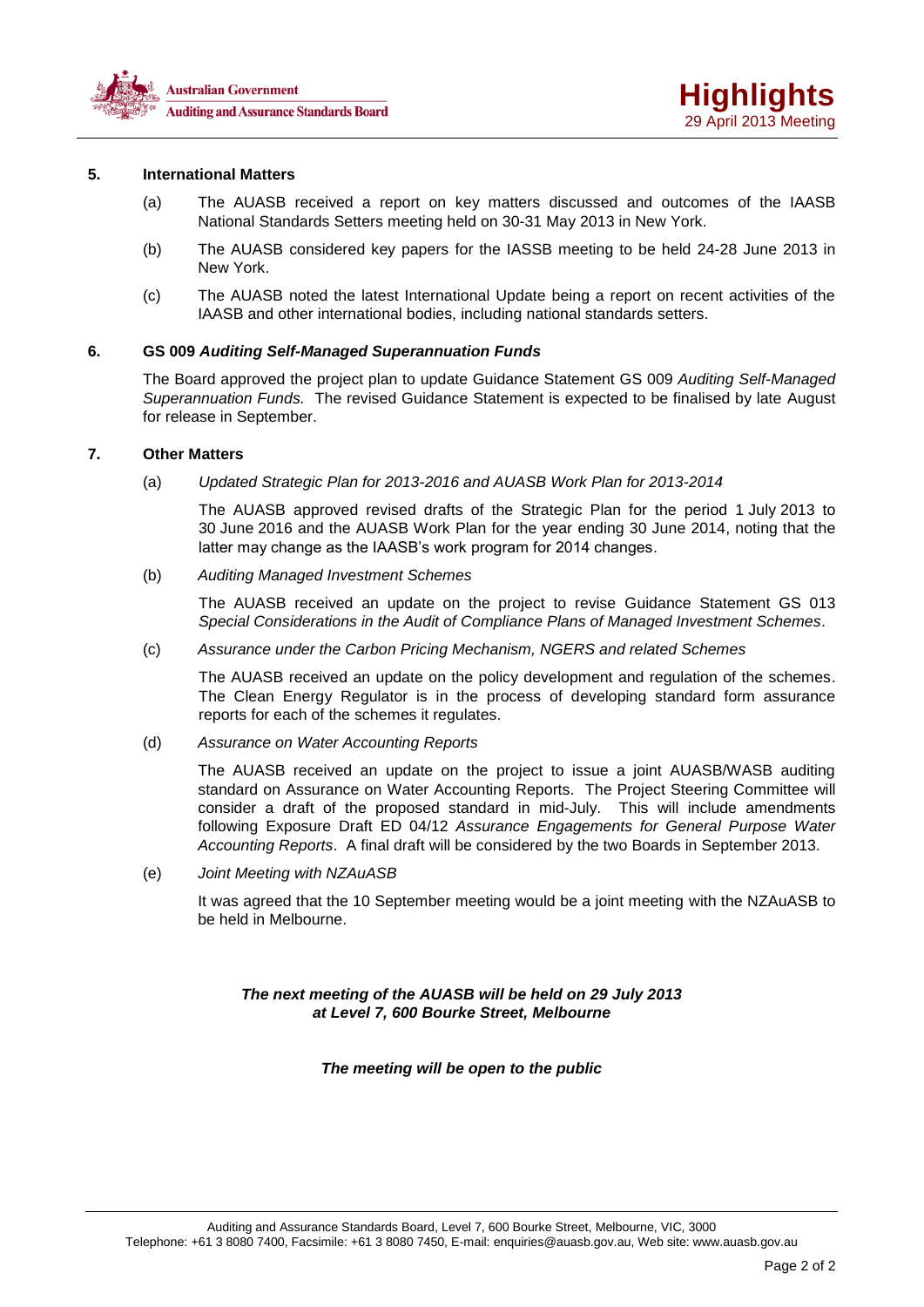### 5. International Matters

(a) The AUASB received a report on key matters discussed and outcomes of the IAASB National Standards Setters meeting held on 30-31 May 2013 in New York.

(b) The AUASB considered key papers for the IASSB meeting to be held 24-28 June 2013 in New York.

(c) The AUASB noted the latest International Update being a report on recent activities of the IAASB and other international bodies, including national standards setters.

### 6. GS 009 *Auditing Self-Managed Superannuation Funds*

The Board approved the project plan to update Guidance Statement GS 009 *Auditing Self-Managed Superannuation Funds.* The revised Guidance Statement is expected to be finalised by late August for release in September.

### 7. Other Matters

(a) *Updated Strategic Plan for 2013-2016 and AUASB Work Plan for 2013-2014*

The AUASB approved revised drafts of the Strategic Plan for the period 1 July 2013 to 30 June 2016 and the AUASB Work Plan for the year ending 30 June 2014, noting that the latter may change as the IAASB's work program for 2014 changes.

(b) *Auditing Managed Investment Schemes*

The AUASB received an update on the project to revise Guidance Statement GS 013 *Special Considerations in the Audit of Compliance Plans of Managed Investment Schemes*.

(c) *Assurance under the Carbon Pricing Mechanism, NGERS and related Schemes*

The AUASB received an update on the policy development and regulation of the schemes. The Clean Energy Regulator is in the process of developing standard form assurance reports for each of the schemes it regulates.

(d) *Assurance on Water Accounting Reports*

The AUASB received an update on the project to issue a joint AUASB/WASB auditing standard on Assurance on Water Accounting Reports. The Project Steering Committee will consider a draft of the proposed standard in mid-July. This will include amendments following Exposure Draft ED 04/12 *Assurance Engagements for General Purpose Water Accounting Reports*. A final draft will be considered by the two Boards in September 2013.

(e) *Joint Meeting with NZAuASB*

It was agreed that the 10 September meeting would be a joint meeting with the NZAuASB to be held in Melbourne.

***The next meeting of the AUASB will be held on 29 July 2013 at Level 7, 600 Bourke Street, Melbourne***

***The meeting will be open to the public***